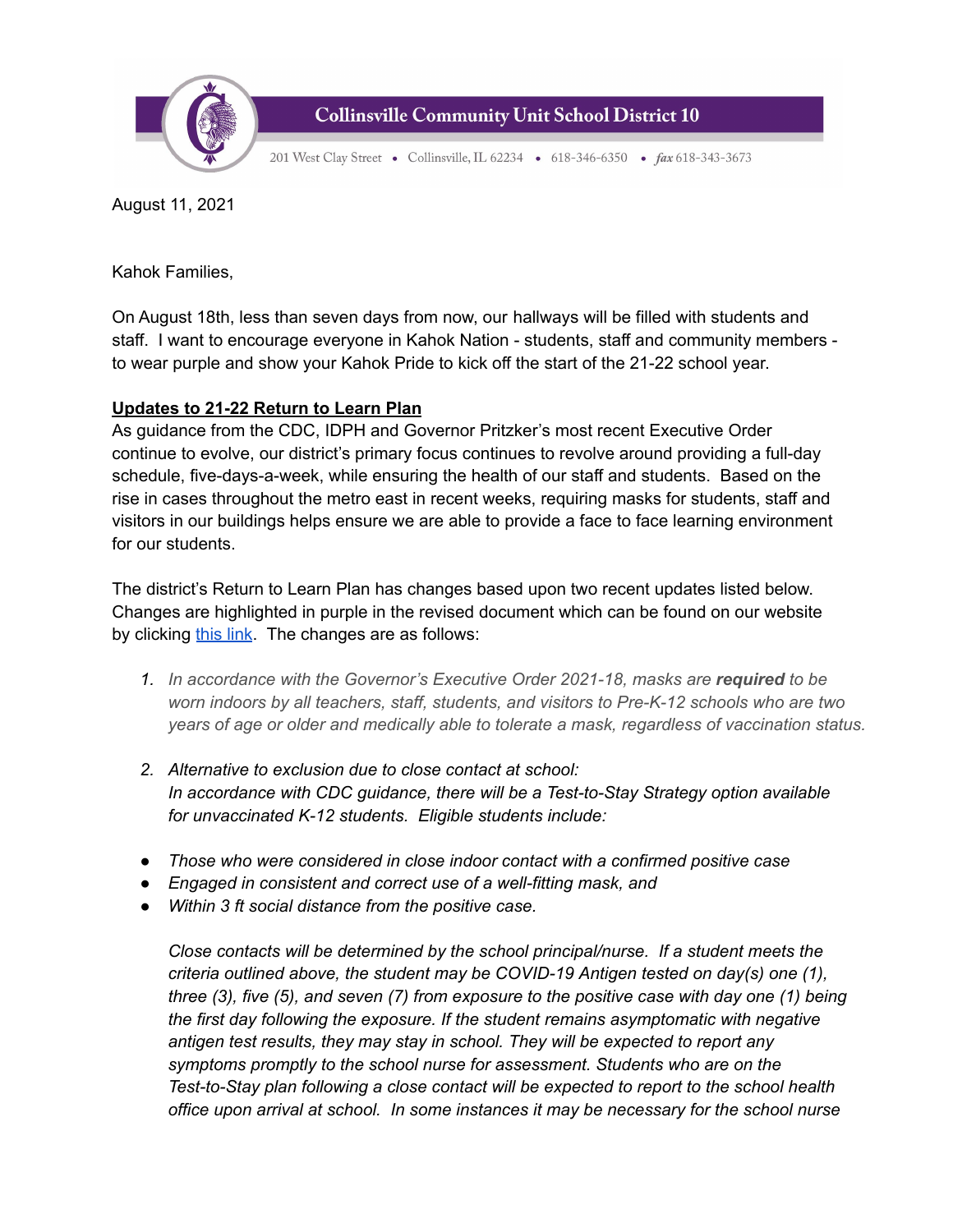# Collinsville Community Unit School District 10

201 West Clay Street • Collinsville, IL 62234 • 618-346-6350 • *fax* 618-343-3673

August 11, 2021

Kahok Families,

On August 18th, less than seven days from now, our hallways will be filled with students and staff. I want to encourage everyone in Kahok Nation - students, staff and community members - to wear purple and show your Kahok Pride to kick off the start of the 21-22 school year.

**Updates to 21-22 Return to Learn Plan**

As guidance from the CDC, IDPH and Governor Pritzker's most recent Executive Order continue to evolve, our district's primary focus continues to revolve around providing a full-day schedule, five-days-a-week, while ensuring the health of our staff and students. Based on the rise in cases throughout the metro east in recent weeks, requiring masks for students, staff and visitors in our buildings helps ensure we are able to provide a face to face learning environment for our students.

The district's Return to Learn Plan has changes based upon two recent updates listed below. Changes are highlighted in purple in the revised document which can be found on our website by clicking [this link](). The changes are as follows:

1. *In accordance with the Governor's Executive Order 2021-18, masks are **required** to be worn indoors by all teachers, staff, students, and visitors to Pre-K-12 schools who are two years of age or older and medically able to tolerate a mask, regardless of vaccination status.*

2. *Alternative to exclusion due to close contact at school:*
   *In accordance with CDC guidance, there will be a Test-to-Stay Strategy option available for unvaccinated K-12 students. Eligible students include:*

- *Those who were considered in close indoor contact with a confirmed positive case*
- *Engaged in consistent and correct use of a well-fitting mask, and*
- *Within 3 ft social distance from the positive case.*

*Close contacts will be determined by the school principal/nurse. If a student meets the criteria outlined above, the student may be COVID-19 Antigen tested on day(s) one (1), three (3), five (5), and seven (7) from exposure to the positive case with day one (1) being the first day following the exposure. If the student remains asymptomatic with negative antigen test results, they may stay in school. They will be expected to report any symptoms promptly to the school nurse for assessment. Students who are on the Test-to-Stay plan following a close contact will be expected to report to the school health office upon arrival at school. In some instances it may be necessary for the school nurse*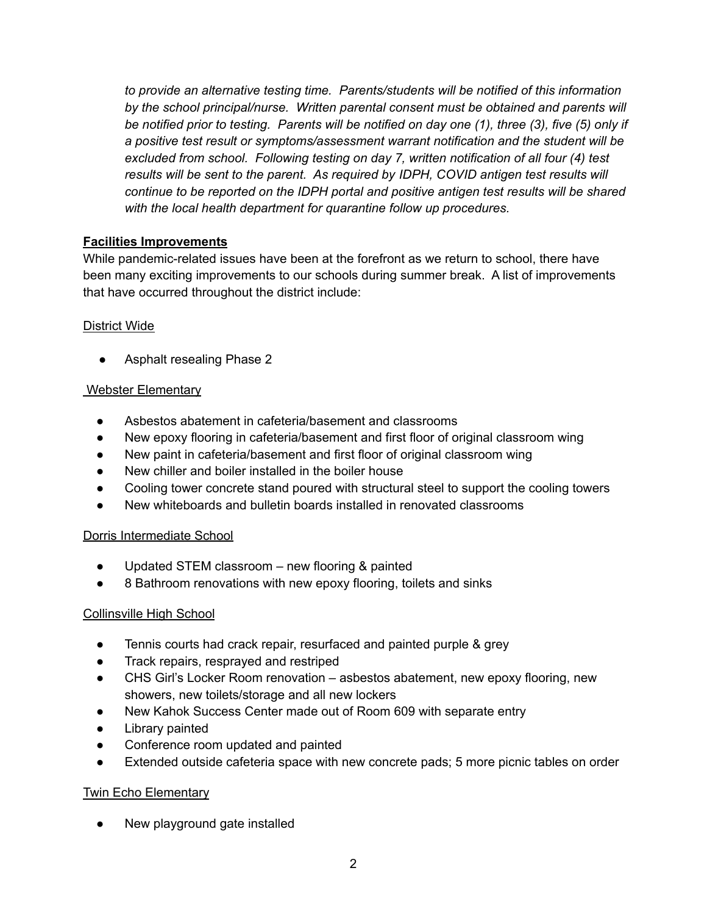*to provide an alternative testing time. Parents/students will be notified of this information by the school principal/nurse. Written parental consent must be obtained and parents will be notified prior to testing. Parents will be notified on day one (1), three (3), five (5) only if a positive test result or symptoms/assessment warrant notification and the student will be excluded from school. Following testing on day 7, written notification of all four (4) test results will be sent to the parent. As required by IDPH, COVID antigen test results will continue to be reported on the IDPH portal and positive antigen test results will be shared with the local health department for quarantine follow up procedures.*

**Facilities Improvements**

While pandemic-related issues have been at the forefront as we return to school, there have been many exciting improvements to our schools during summer break. A list of improvements that have occurred throughout the district include:

District Wide

- Asphalt resealing Phase 2

Webster Elementary

- Asbestos abatement in cafeteria/basement and classrooms
- New epoxy flooring in cafeteria/basement and first floor of original classroom wing
- New paint in cafeteria/basement and first floor of original classroom wing
- New chiller and boiler installed in the boiler house
- Cooling tower concrete stand poured with structural steel to support the cooling towers
- New whiteboards and bulletin boards installed in renovated classrooms

Dorris Intermediate School

- Updated STEM classroom – new flooring & painted
- 8 Bathroom renovations with new epoxy flooring, toilets and sinks

Collinsville High School

- Tennis courts had crack repair, resurfaced and painted purple & grey
- Track repairs, resprayed and restriped
- CHS Girl's Locker Room renovation – asbestos abatement, new epoxy flooring, new showers, new toilets/storage and all new lockers
- New Kahok Success Center made out of Room 609 with separate entry
- Library painted
- Conference room updated and painted
- Extended outside cafeteria space with new concrete pads; 5 more picnic tables on order

Twin Echo Elementary

- New playground gate installed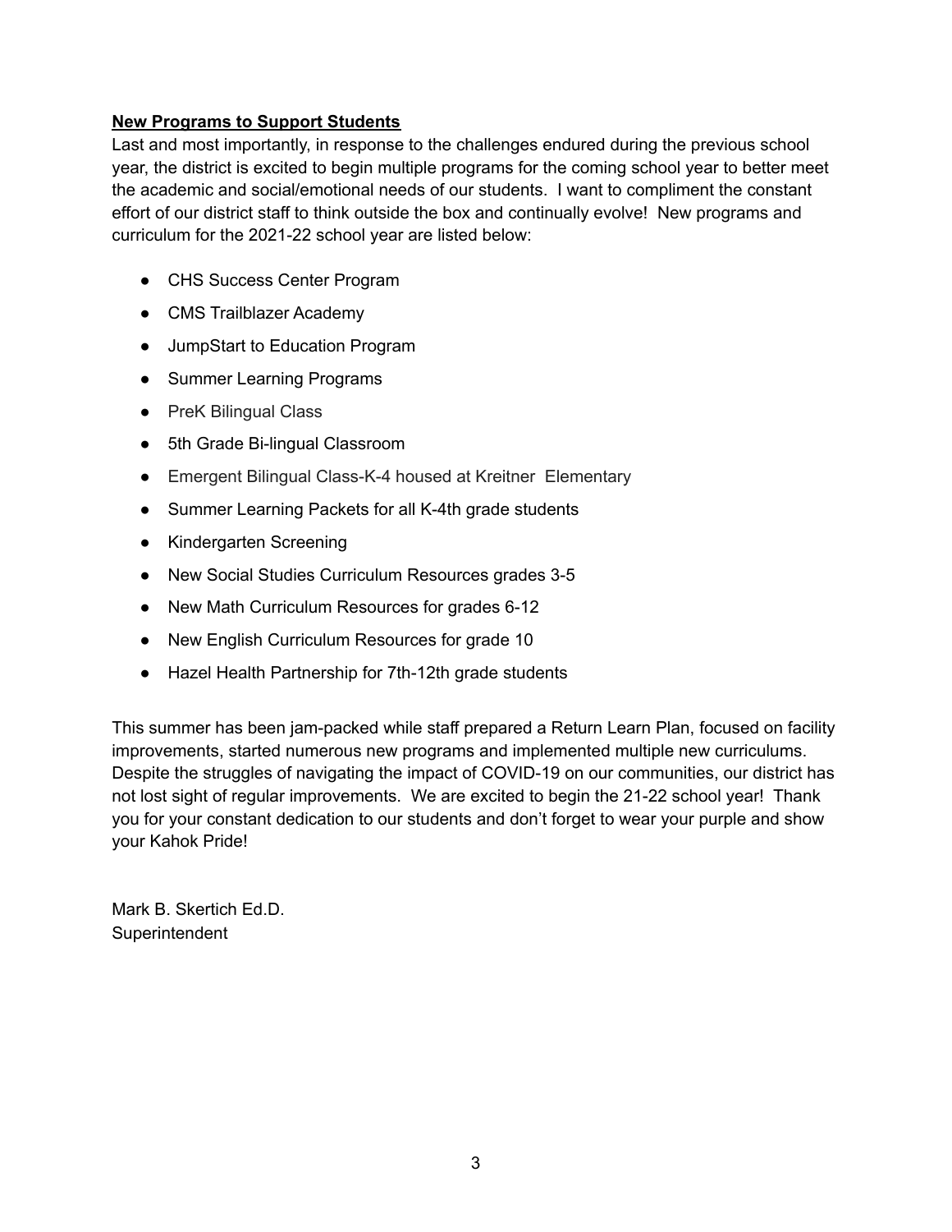**New Programs to Support Students**

Last and most importantly, in response to the challenges endured during the previous school year, the district is excited to begin multiple programs for the coming school year to better meet the academic and social/emotional needs of our students. I want to compliment the constant effort of our district staff to think outside the box and continually evolve! New programs and curriculum for the 2021-22 school year are listed below:

- CHS Success Center Program
- CMS Trailblazer Academy
- JumpStart to Education Program
- Summer Learning Programs
- PreK Bilingual Class
- 5th Grade Bi-lingual Classroom
- Emergent Bilingual Class-K-4 housed at Kreitner Elementary
- Summer Learning Packets for all K-4th grade students
- Kindergarten Screening
- New Social Studies Curriculum Resources grades 3-5
- New Math Curriculum Resources for grades 6-12
- New English Curriculum Resources for grade 10
- Hazel Health Partnership for 7th-12th grade students

This summer has been jam-packed while staff prepared a Return Learn Plan, focused on facility improvements, started numerous new programs and implemented multiple new curriculums. Despite the struggles of navigating the impact of COVID-19 on our communities, our district has not lost sight of regular improvements. We are excited to begin the 21-22 school year! Thank you for your constant dedication to our students and don't forget to wear your purple and show your Kahok Pride!

Mark B. Skertich Ed.D.
Superintendent